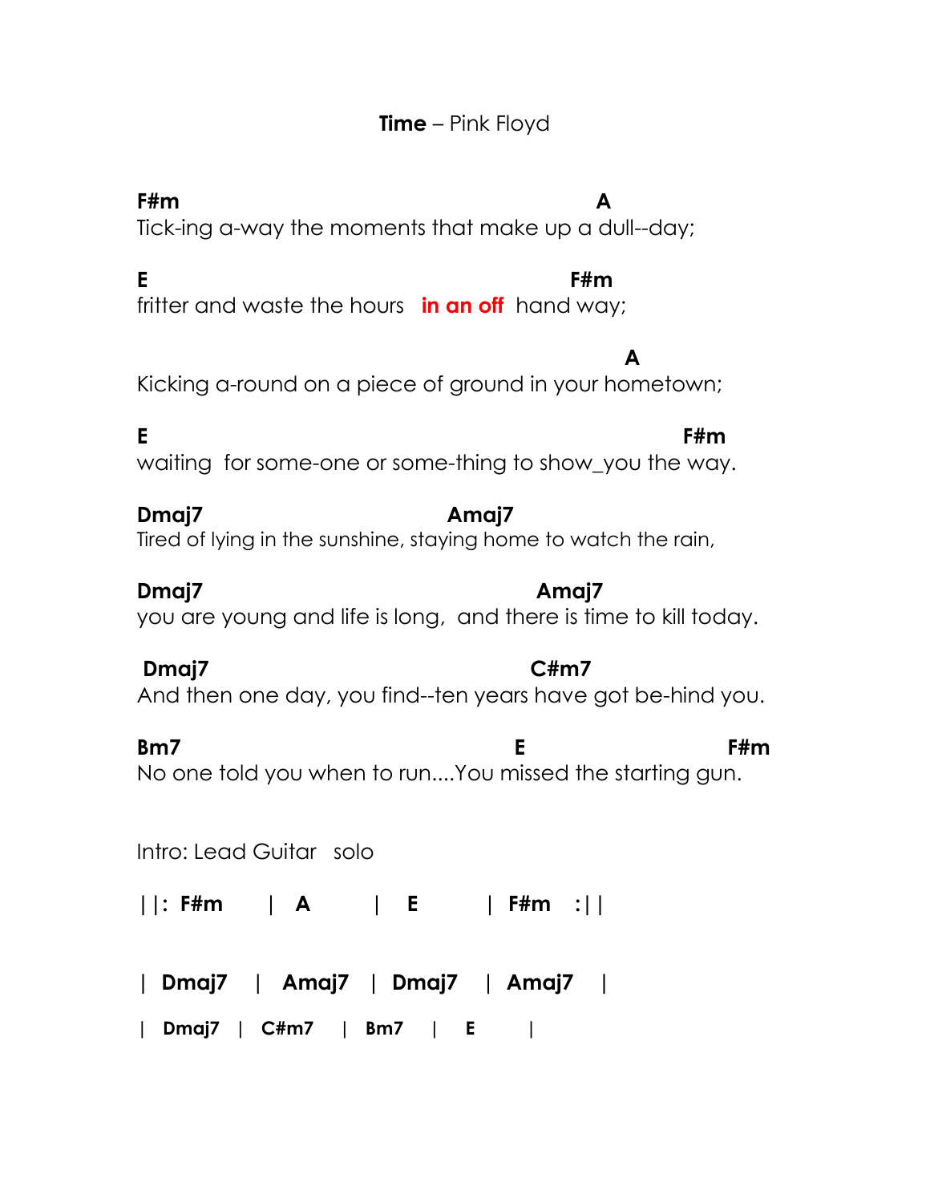**Time** – Pink Floyd

```
F#m                                          A
Tick-ing a-way the moments that make up a dull--day;

E                                      F#m
fritter and waste the hours   in an off  hand way;

                                                A
Kicking a-round on a piece of ground in your hometown;

E                                                      F#m
waiting  for some-one or some-thing to show_you the way.

Dmaj7                          Amaj7
Tired of lying in the sunshine, staying home to watch the rain,

Dmaj7                                   Amaj7
you are young and life is long,  and there is time to kill today.

 Dmaj7                                  C#m7
And then one day, you find--ten years have got be-hind you.

Bm7                                 E                   F#m
No one told you when to run....You missed the starting gun.
```

Intro: Lead Guitar solo

```
||: F#m    |  A     |  E     | F#m  :||

| Dmaj7  |  Amaj7  | Dmaj7  | Amaj7  |

| Dmaj7 | C#m7  | Bm7  |  E     |
```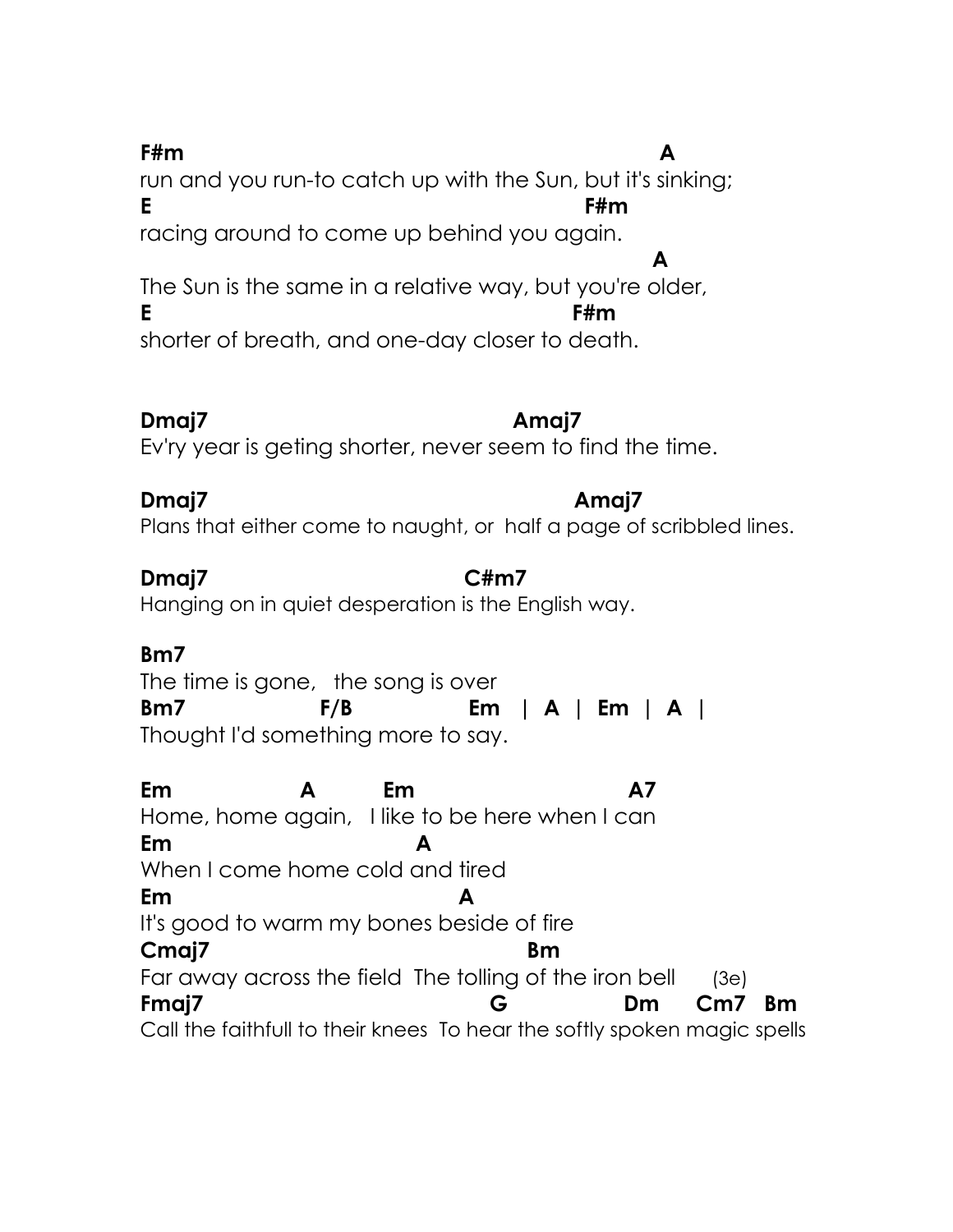```
F#m                                                    A
run and you run-to catch up with the Sun, but it's sinking;
E                                             F#m
racing around to come up behind you again.
                                                      A
The Sun is the same in a relative way, but you're older,
E                                            F#m
shorter of breath, and one-day closer to death.


Dmaj7                               Amaj7
Ev'ry year is geting shorter, never seem to find the time.

Dmaj7                                        Amaj7
Plans that either come to naught, or  half a page of scribbled lines.

Dmaj7                          C#m7
Hanging on in quiet desperation is the English way.

Bm7
The time is gone,   the song is over
Bm7              F/B             Em  |  A  |  Em  |  A  |
Thought I'd something more to say.

Em            A         Em                       A7
Home, home again,   I like to be here when I can
Em                          A
When I come home cold and tired
Em                              A
It's good to warm my bones beside of fire
Cmaj7                                Bm
Far away across the field  The tolling of the iron bell     (3e)
Fmaj7                                  G              Dm     Cm7  Bm
Call the faithfull to their knees  To hear the softly spoken magic spells
```